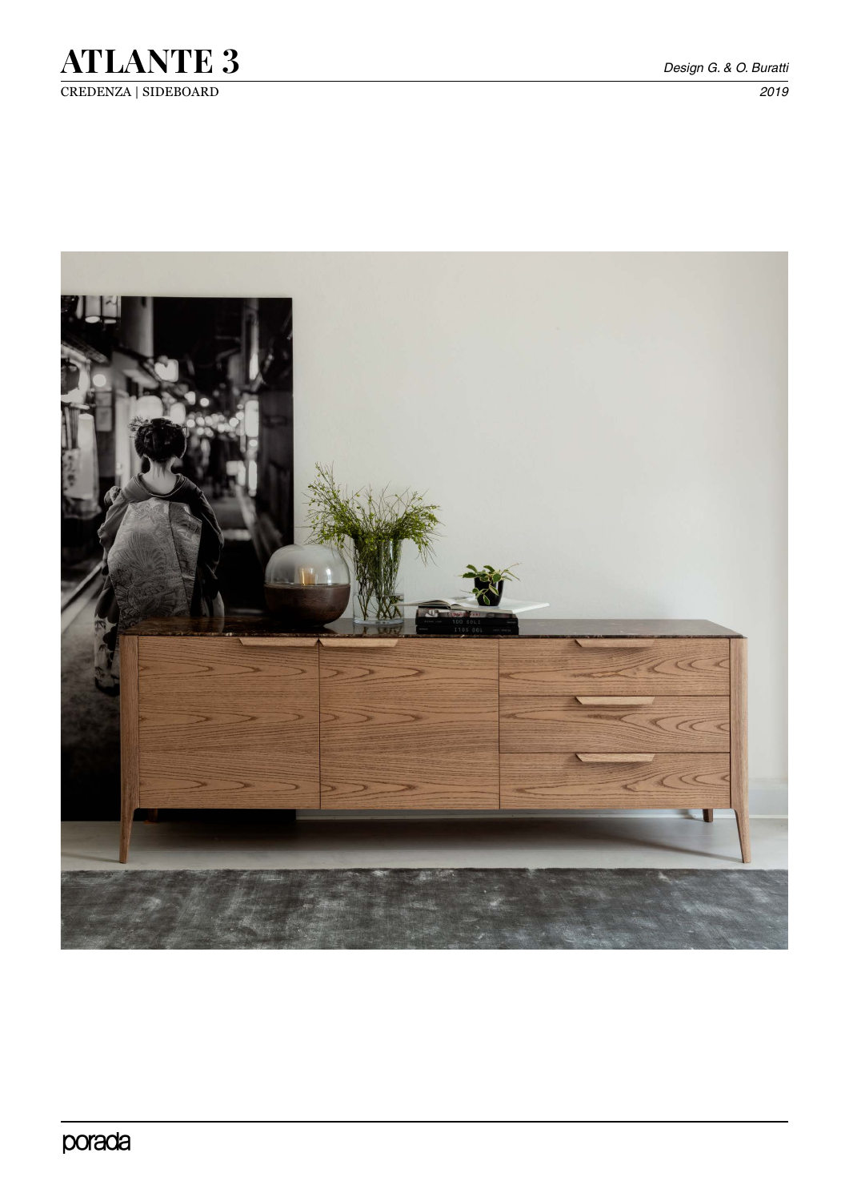# ATLANTE 3

CREDENZA | SIDEBOARD

*Design G. & O. Buratti*

*2019*

porada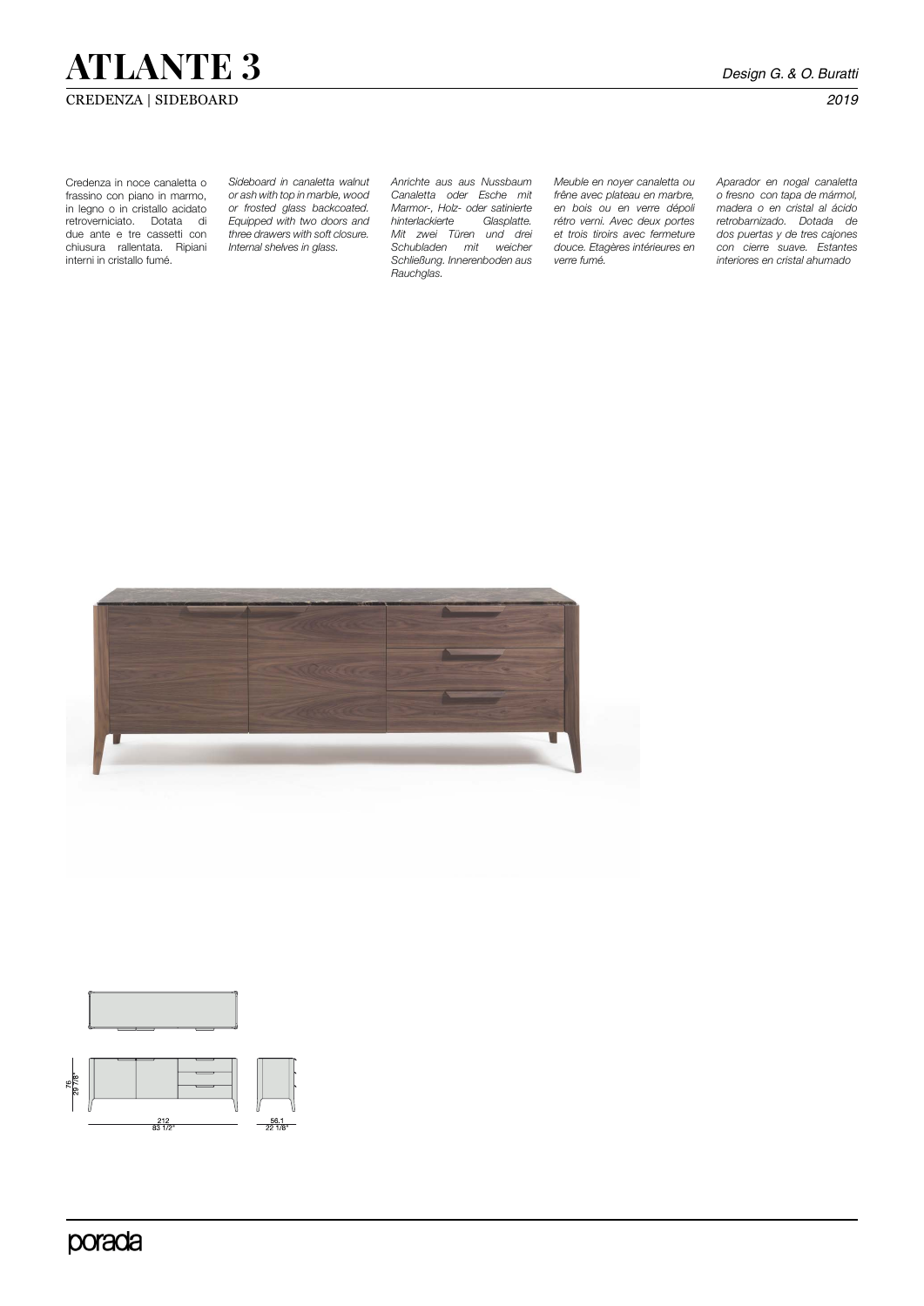# ATLANTE 3

CREDENZA | SIDEBOARD

*Design G. & O. Buratti*

*2019*

Credenza in noce canaletta o frassino con piano in marmo, in legno o in cristallo acidato retroverniciato. Dotata di due ante e tre cassetti con chiusura rallentata. Ripiani interni in cristallo fumé.

*Sideboard in canaletta walnut or ash with top in marble, wood or frosted glass backcoated. Equipped with two doors and three drawers with soft closure. Internal shelves in glass.*

*Anrichte aus aus Nussbaum Canaletta oder Esche mit Marmor-, Holz- oder satinierte hinterlackierte Glasplatte. Mit zwei Türen und drei Schubladen mit weicher Schließung. Innerenboden aus Rauchglas.*

*Meuble en noyer canaletta ou frêne avec plateau en marbre, en bois ou en verre dépoli rétro verni. Avec deux portes et trois tiroirs avec fermeture douce. Etagères intérieures en verre fumé.*

*Aparador en nogal canaletta o fresno con tapa de mármol, madera o en cristal al ácido retrobarnizado. Dotada de dos puertas y de tres cajones con cierre suave. Estantes interiores en cristal ahumado*

76
29 7/8"

212
83 1/2"

56,1
22 1/8"

porada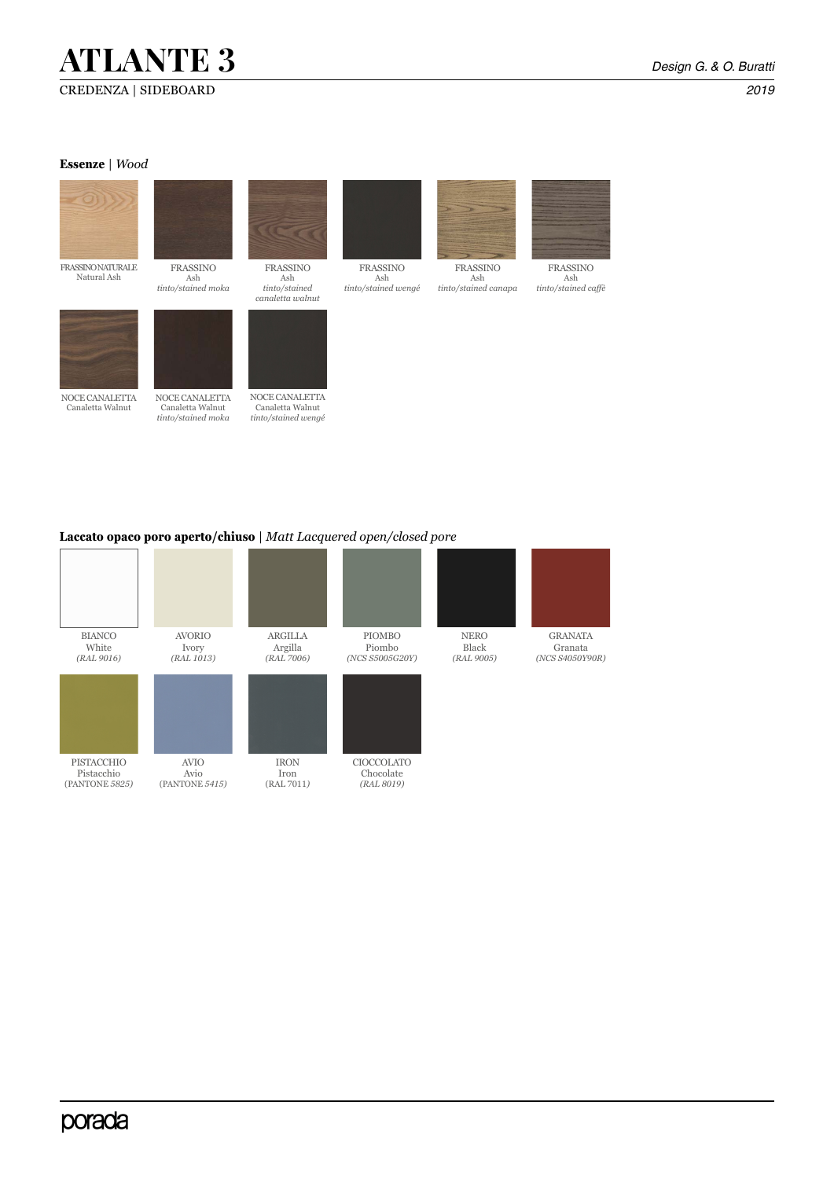# ATLANTE 3

CREDENZA | SIDEBOARD

*Design G. & O. Buratti*

*2019*

**Essenze** | *Wood*

FRASSINO NATURALE
Natural Ash

FRASSINO
Ash
*tinto/stained moka*

FRASSINO
Ash
*tinto/stained canaletta walnut*

FRASSINO
Ash
*tinto/stained wengé*

FRASSINO
Ash
*tinto/stained canapa*

FRASSINO
Ash
*tinto/stained caffè*

NOCE CANALETTA
Canaletta Walnut

NOCE CANALETTA
Canaletta Walnut
*tinto/stained moka*

NOCE CANALETTA
Canaletta Walnut
*tinto/stained wengé*

**Laccato opaco poro aperto/chiuso** | *Matt Lacquered open/closed pore*

BIANCO
White
*(RAL 9016)*

AVORIO
Ivory
*(RAL 1013)*

ARGILLA
Argilla
*(RAL 7006)*

PIOMBO
Piombo
*(NCS S5005G20Y)*

NERO
Black
*(RAL 9005)*

GRANATA
Granata
*(NCS S4050Y90R)*

PISTACCHIO
Pistacchio
(PANTONE *5825)*

AVIO
Avio
(PANTONE *5415)*

IRON
Iron
(RAL 7011*)*

CIOCCOLATO
Chocolate
*(RAL 8019)*

porada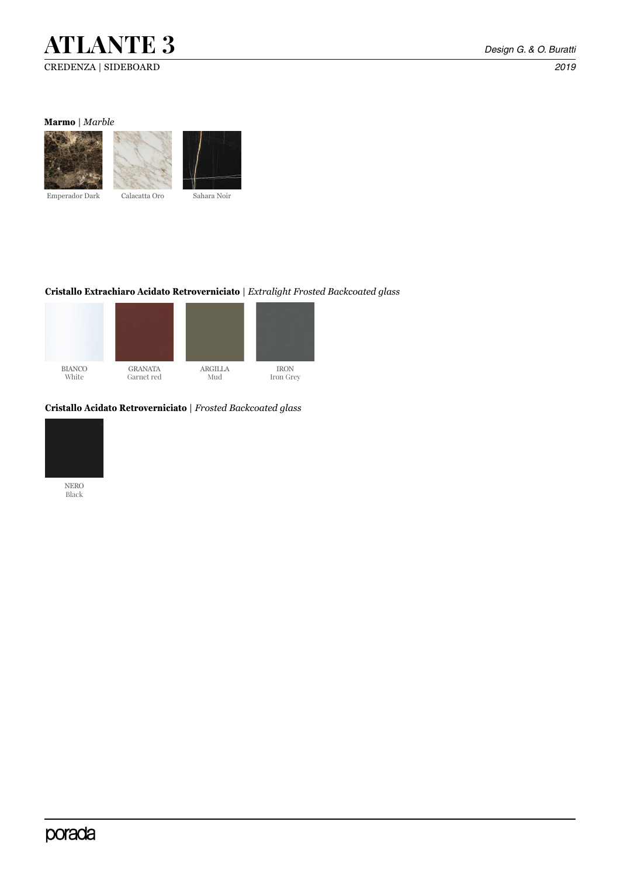# ATLANTE 3

CREDENZA | SIDEBOARD

*Design G. & O. Buratti*

*2019*

**Marmo** | *Marble*

Emperador Dark

Calacatta Oro

Sahara Noir

**Cristallo Extrachiaro Acidato Retroverniciato** | *Extralight Frosted Backcoated glass*

BIANCO
White

GRANATA
Garnet red

ARGILLA
Mud

IRON
Iron Grey

**Cristallo Acidato Retroverniciato** | *Frosted Backcoated glass*

NERO
Black